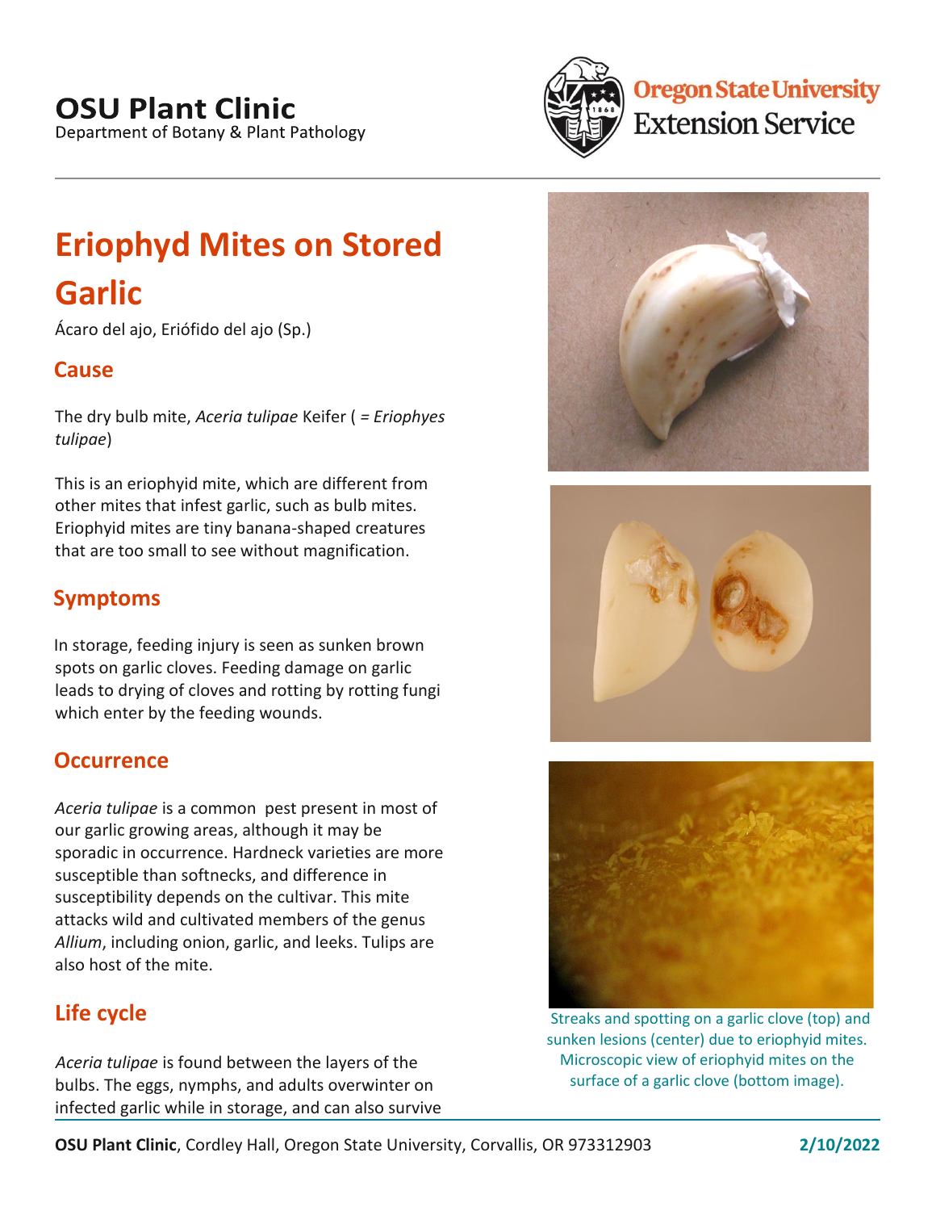OSU Plant Clinic
Department of Botany & Plant Pathology

Oregon State University Extension Service

# Eriophyd Mites on Stored Garlic

Ácaro del ajo, Eriófido del ajo (Sp.)

## Cause

The dry bulb mite, *Aceria tulipae* Keifer ( *= Eriophyes tulipae*)

This is an eriophyid mite, which are different from other mites that infest garlic, such as bulb mites. Eriophyid mites are tiny banana-shaped creatures that are too small to see without magnification.

## Symptoms

In storage, feeding injury is seen as sunken brown spots on garlic cloves. Feeding damage on garlic leads to drying of cloves and rotting by rotting fungi which enter by the feeding wounds.

## Occurrence

*Aceria tulipae* is a common pest present in most of our garlic growing areas, although it may be sporadic in occurrence. Hardneck varieties are more susceptible than softnecks, and difference in susceptibility depends on the cultivar. This mite attacks wild and cultivated members of the genus *Allium*, including onion, garlic, and leeks. Tulips are also host of the mite.

## Life cycle

*Aceria tulipae* is found between the layers of the bulbs. The eggs, nymphs, and adults overwinter on infected garlic while in storage, and can also survive

Streaks and spotting on a garlic clove (top) and sunken lesions (center) due to eriophyid mites. Microscopic view of eriophyid mites on the surface of a garlic clove (bottom image).

**OSU Plant Clinic**, Cordley Hall, Oregon State University, Corvallis, OR 973312903 **2/10/2022**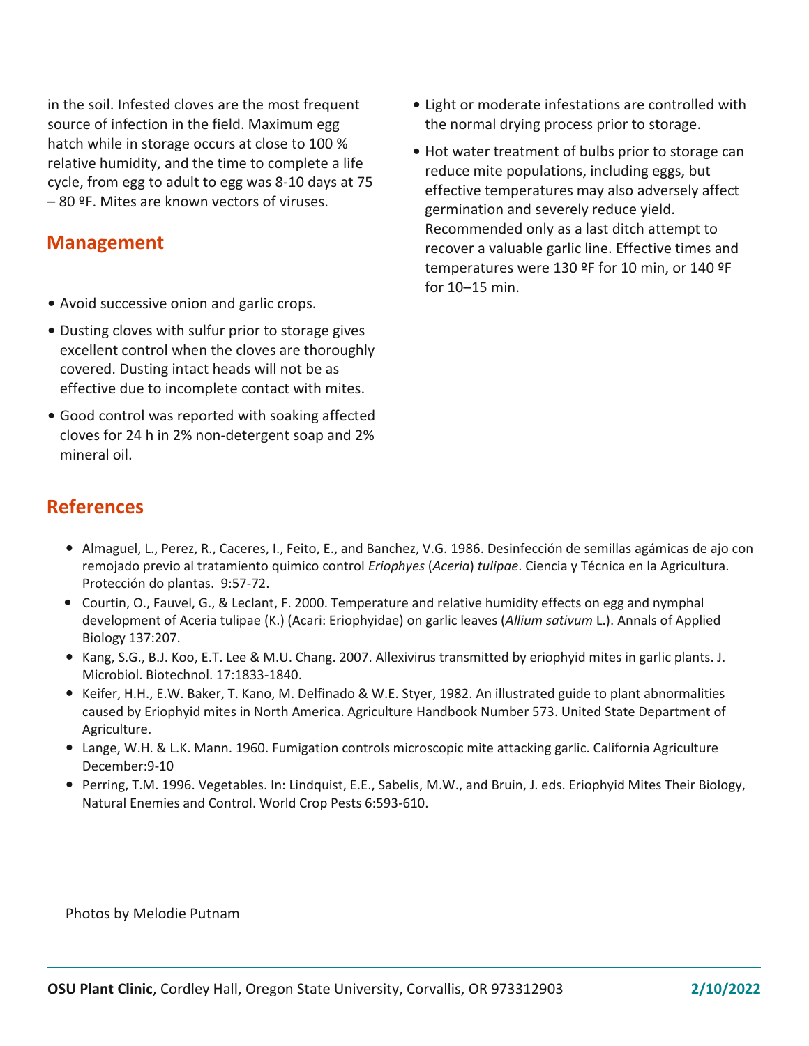in the soil. Infested cloves are the most frequent source of infection in the field. Maximum egg hatch while in storage occurs at close to 100 % relative humidity, and the time to complete a life cycle, from egg to adult to egg was 8-10 days at 75 – 80 ºF. Mites are known vectors of viruses.

## Management

- Avoid successive onion and garlic crops.
- Dusting cloves with sulfur prior to storage gives excellent control when the cloves are thoroughly covered. Dusting intact heads will not be as effective due to incomplete contact with mites.
- Good control was reported with soaking affected cloves for 24 h in 2% non-detergent soap and 2% mineral oil.
- Light or moderate infestations are controlled with the normal drying process prior to storage.
- Hot water treatment of bulbs prior to storage can reduce mite populations, including eggs, but effective temperatures may also adversely affect germination and severely reduce yield. Recommended only as a last ditch attempt to recover a valuable garlic line. Effective times and temperatures were 130 ºF for 10 min, or 140 ºF for 10–15 min.

## References

- Almaguel, L., Perez, R., Caceres, I., Feito, E., and Banchez, V.G. 1986. Desinfección de semillas agámicas de ajo con remojado previo al tratamiento quimico control *Eriophyes* (*Aceria*) *tulipae*. Ciencia y Técnica en la Agricultura. Protección do plantas. 9:57-72.
- Courtin, O., Fauvel, G., & Leclant, F. 2000. Temperature and relative humidity effects on egg and nymphal development of Aceria tulipae (K.) (Acari: Eriophyidae) on garlic leaves (*Allium sativum* L.). Annals of Applied Biology 137:207.
- Kang, S.G., B.J. Koo, E.T. Lee & M.U. Chang. 2007. Allexivirus transmitted by eriophyid mites in garlic plants. J. Microbiol. Biotechnol. 17:1833-1840.
- Keifer, H.H., E.W. Baker, T. Kano, M. Delfinado & W.E. Styer, 1982. An illustrated guide to plant abnormalities caused by Eriophyid mites in North America. Agriculture Handbook Number 573. United State Department of Agriculture.
- Lange, W.H. & L.K. Mann. 1960. Fumigation controls microscopic mite attacking garlic. California Agriculture December:9-10
- Perring, T.M. 1996. Vegetables. In: Lindquist, E.E., Sabelis, M.W., and Bruin, J. eds. Eriophyid Mites Their Biology, Natural Enemies and Control. World Crop Pests 6:593-610.

Photos by Melodie Putnam

**OSU Plant Clinic**, Cordley Hall, Oregon State University, Corvallis, OR 973312903 **2/10/2022**